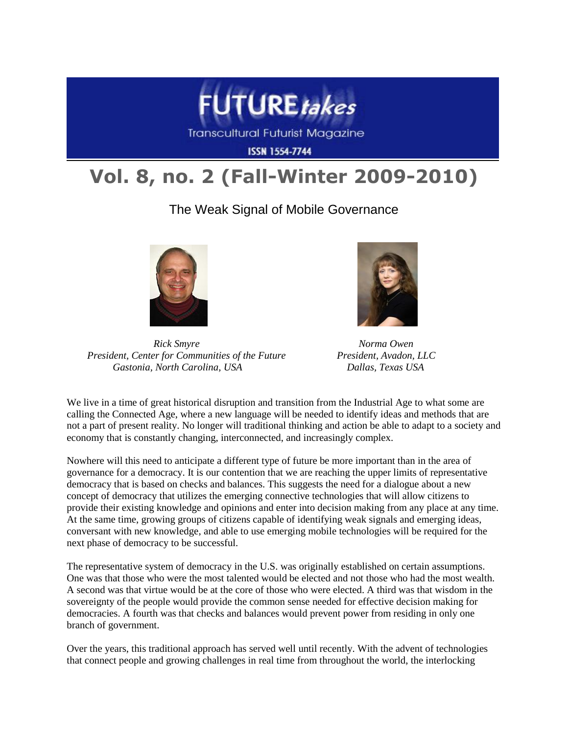# FUTURE*takes*

Transcultural Futurist Magazine

ISSN 1554-7744

# Vol. 8, no. 2 (Fall-Winter 2009-2010)

## The Weak Signal of Mobile Governance

*Rick Smyre*
*President, Center for Communities of the Future*
*Gastonia, North Carolina, USA*

*Norma Owen*
*President, Avadon, LLC*
*Dallas, Texas USA*

We live in a time of great historical disruption and transition from the Industrial Age to what some are calling the Connected Age, where a new language will be needed to identify ideas and methods that are not a part of present reality. No longer will traditional thinking and action be able to adapt to a society and economy that is constantly changing, interconnected, and increasingly complex.

Nowhere will this need to anticipate a different type of future be more important than in the area of governance for a democracy. It is our contention that we are reaching the upper limits of representative democracy that is based on checks and balances. This suggests the need for a dialogue about a new concept of democracy that utilizes the emerging connective technologies that will allow citizens to provide their existing knowledge and opinions and enter into decision making from any place at any time. At the same time, growing groups of citizens capable of identifying weak signals and emerging ideas, conversant with new knowledge, and able to use emerging mobile technologies will be required for the next phase of democracy to be successful.

The representative system of democracy in the U.S. was originally established on certain assumptions. One was that those who were the most talented would be elected and not those who had the most wealth. A second was that virtue would be at the core of those who were elected. A third was that wisdom in the sovereignty of the people would provide the common sense needed for effective decision making for democracies. A fourth was that checks and balances would prevent power from residing in only one branch of government.

Over the years, this traditional approach has served well until recently. With the advent of technologies that connect people and growing challenges in real time from throughout the world, the interlocking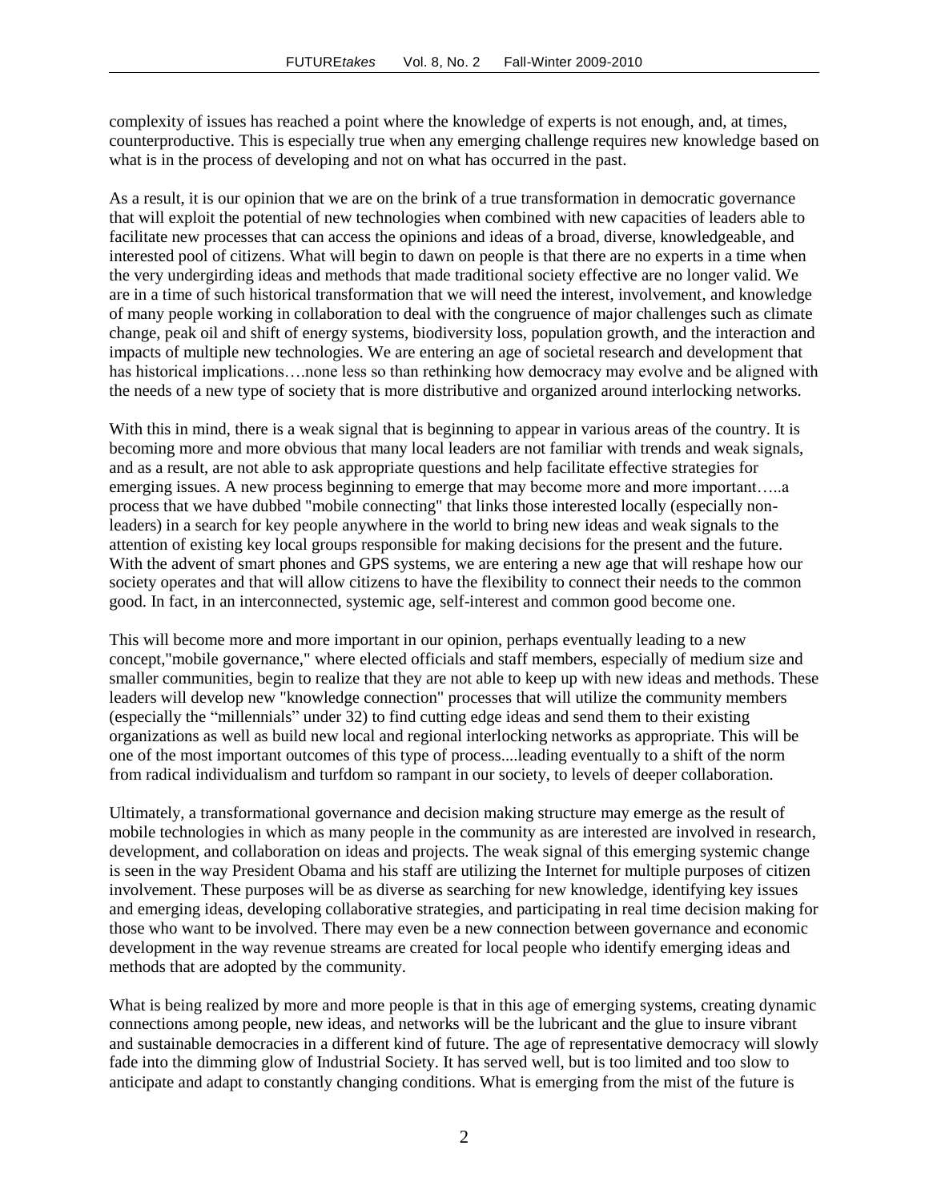complexity of issues has reached a point where the knowledge of experts is not enough, and, at times, counterproductive. This is especially true when any emerging challenge requires new knowledge based on what is in the process of developing and not on what has occurred in the past.

As a result, it is our opinion that we are on the brink of a true transformation in democratic governance that will exploit the potential of new technologies when combined with new capacities of leaders able to facilitate new processes that can access the opinions and ideas of a broad, diverse, knowledgeable, and interested pool of citizens. What will begin to dawn on people is that there are no experts in a time when the very undergirding ideas and methods that made traditional society effective are no longer valid. We are in a time of such historical transformation that we will need the interest, involvement, and knowledge of many people working in collaboration to deal with the congruence of major challenges such as climate change, peak oil and shift of energy systems, biodiversity loss, population growth, and the interaction and impacts of multiple new technologies. We are entering an age of societal research and development that has historical implications….none less so than rethinking how democracy may evolve and be aligned with the needs of a new type of society that is more distributive and organized around interlocking networks.

With this in mind, there is a weak signal that is beginning to appear in various areas of the country. It is becoming more and more obvious that many local leaders are not familiar with trends and weak signals, and as a result, are not able to ask appropriate questions and help facilitate effective strategies for emerging issues. A new process beginning to emerge that may become more and more important…..a process that we have dubbed "mobile connecting" that links those interested locally (especially non-leaders) in a search for key people anywhere in the world to bring new ideas and weak signals to the attention of existing key local groups responsible for making decisions for the present and the future. With the advent of smart phones and GPS systems, we are entering a new age that will reshape how our society operates and that will allow citizens to have the flexibility to connect their needs to the common good. In fact, in an interconnected, systemic age, self-interest and common good become one.

This will become more and more important in our opinion, perhaps eventually leading to a new concept,"mobile governance," where elected officials and staff members, especially of medium size and smaller communities, begin to realize that they are not able to keep up with new ideas and methods. These leaders will develop new "knowledge connection" processes that will utilize the community members (especially the "millennials" under 32) to find cutting edge ideas and send them to their existing organizations as well as build new local and regional interlocking networks as appropriate. This will be one of the most important outcomes of this type of process....leading eventually to a shift of the norm from radical individualism and turfdom so rampant in our society, to levels of deeper collaboration.

Ultimately, a transformational governance and decision making structure may emerge as the result of mobile technologies in which as many people in the community as are interested are involved in research, development, and collaboration on ideas and projects. The weak signal of this emerging systemic change is seen in the way President Obama and his staff are utilizing the Internet for multiple purposes of citizen involvement. These purposes will be as diverse as searching for new knowledge, identifying key issues and emerging ideas, developing collaborative strategies, and participating in real time decision making for those who want to be involved. There may even be a new connection between governance and economic development in the way revenue streams are created for local people who identify emerging ideas and methods that are adopted by the community.

What is being realized by more and more people is that in this age of emerging systems, creating dynamic connections among people, new ideas, and networks will be the lubricant and the glue to insure vibrant and sustainable democracies in a different kind of future. The age of representative democracy will slowly fade into the dimming glow of Industrial Society. It has served well, but is too limited and too slow to anticipate and adapt to constantly changing conditions. What is emerging from the mist of the future is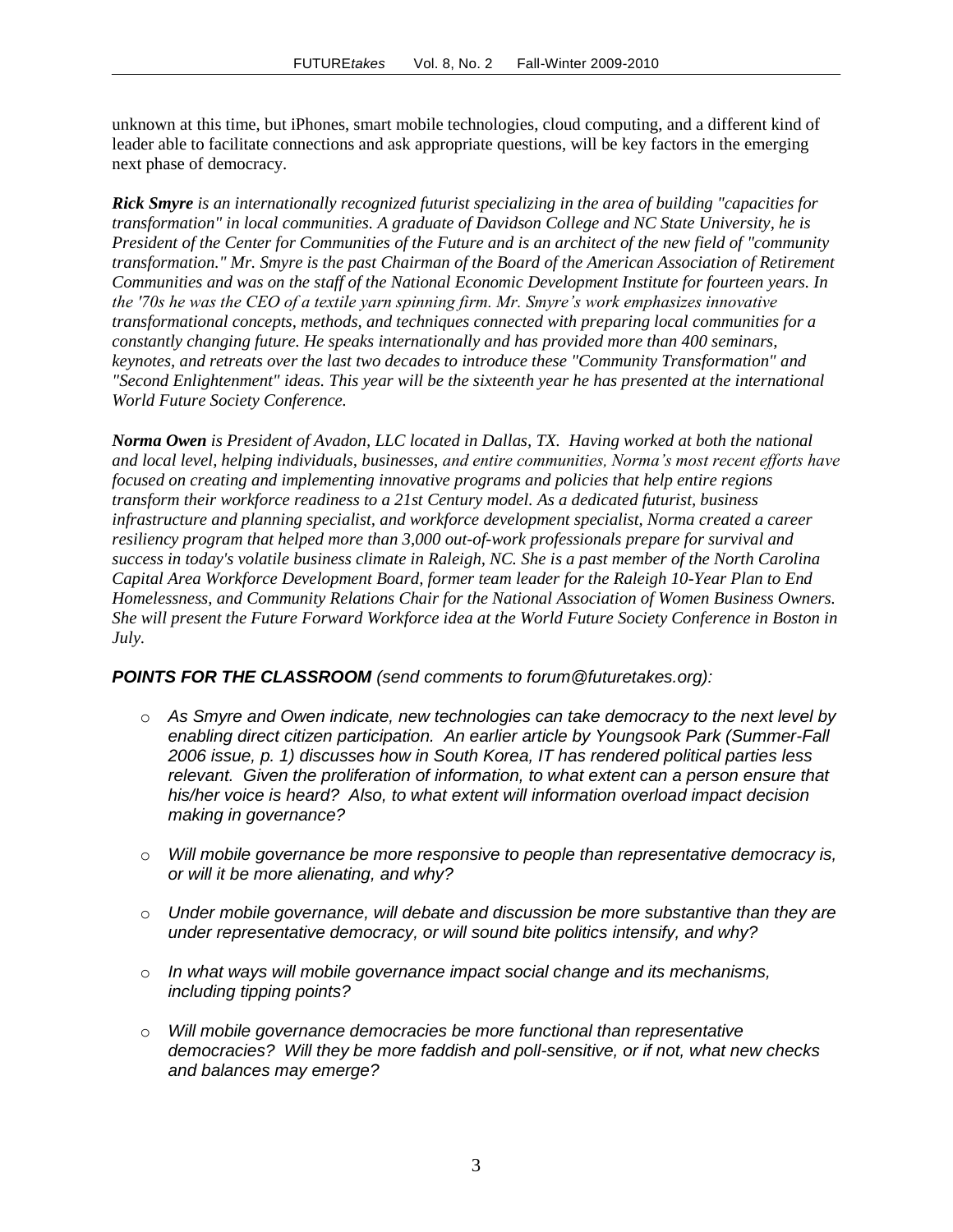unknown at this time, but iPhones, smart mobile technologies, cloud computing, and a different kind of leader able to facilitate connections and ask appropriate questions, will be key factors in the emerging next phase of democracy.

***Rick Smyre*** *is an internationally recognized futurist specializing in the area of building "capacities for transformation" in local communities. A graduate of Davidson College and NC State University, he is President of the Center for Communities of the Future and is an architect of the new field of "community transformation." Mr. Smyre is the past Chairman of the Board of the American Association of Retirement Communities and was on the staff of the National Economic Development Institute for fourteen years. In the '70s he was the CEO of a textile yarn spinning firm. Mr. Smyre's work emphasizes innovative transformational concepts, methods, and techniques connected with preparing local communities for a constantly changing future. He speaks internationally and has provided more than 400 seminars, keynotes, and retreats over the last two decades to introduce these "Community Transformation" and "Second Enlightenment" ideas. This year will be the sixteenth year he has presented at the international World Future Society Conference.*

***Norma Owen*** *is President of Avadon, LLC located in Dallas, TX. Having worked at both the national and local level, helping individuals, businesses, and entire communities, Norma's most recent efforts have focused on creating and implementing innovative programs and policies that help entire regions transform their workforce readiness to a 21st Century model. As a dedicated futurist, business infrastructure and planning specialist, and workforce development specialist, Norma created a career resiliency program that helped more than 3,000 out-of-work professionals prepare for survival and success in today's volatile business climate in Raleigh, NC. She is a past member of the North Carolina Capital Area Workforce Development Board, former team leader for the Raleigh 10-Year Plan to End Homelessness, and Community Relations Chair for the National Association of Women Business Owners. She will present the Future Forward Workforce idea at the World Future Society Conference in Boston in July.*

***POINTS FOR THE CLASSROOM*** *(send comments to forum@futuretakes.org):*

- *As Smyre and Owen indicate, new technologies can take democracy to the next level by enabling direct citizen participation. An earlier article by Youngsook Park (Summer-Fall 2006 issue, p. 1) discusses how in South Korea, IT has rendered political parties less relevant. Given the proliferation of information, to what extent can a person ensure that his/her voice is heard? Also, to what extent will information overload impact decision making in governance?*

- *Will mobile governance be more responsive to people than representative democracy is, or will it be more alienating, and why?*

- *Under mobile governance, will debate and discussion be more substantive than they are under representative democracy, or will sound bite politics intensify, and why?*

- *In what ways will mobile governance impact social change and its mechanisms, including tipping points?*

- *Will mobile governance democracies be more functional than representative democracies? Will they be more faddish and poll-sensitive, or if not, what new checks and balances may emerge?*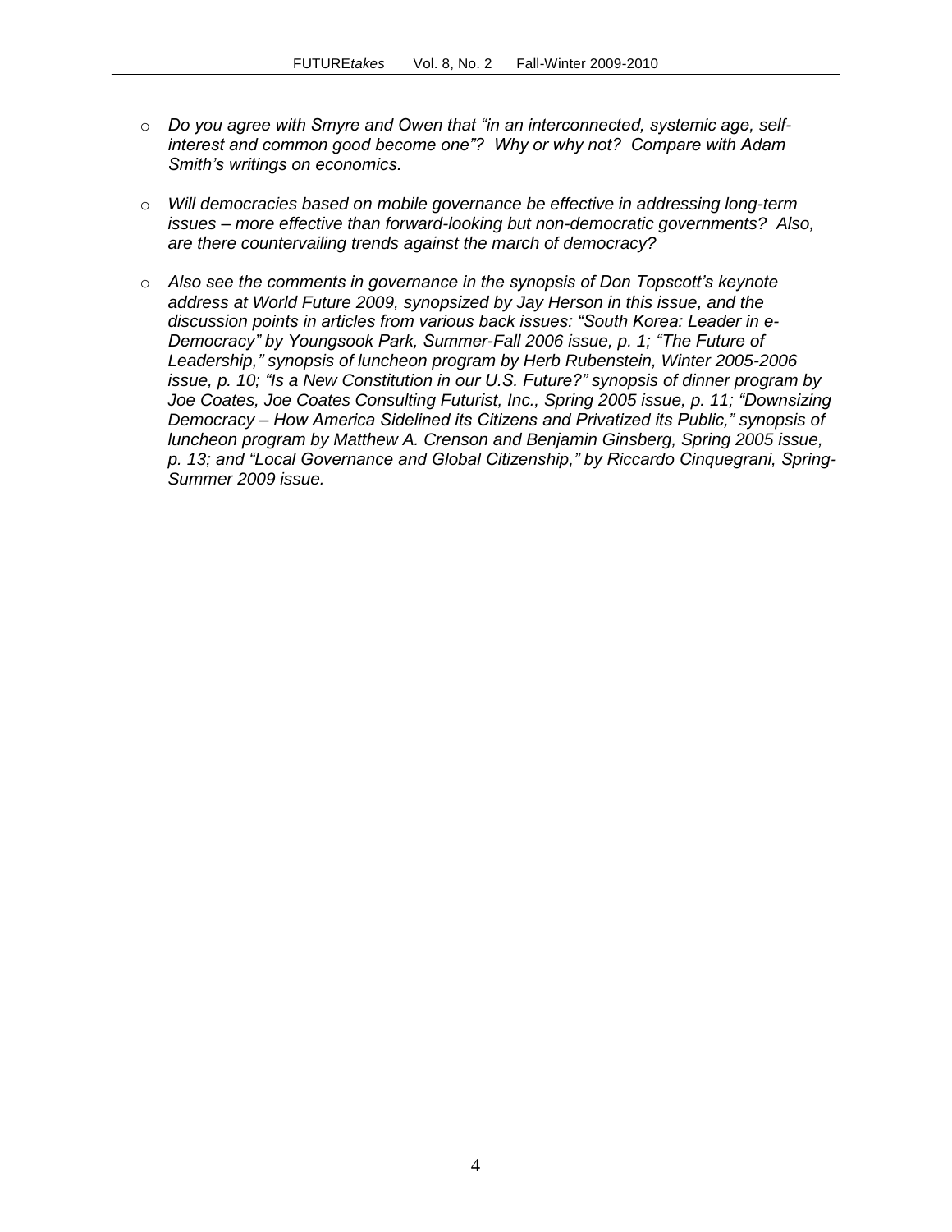- *Do you agree with Smyre and Owen that "in an interconnected, systemic age, self-interest and common good become one"? Why or why not? Compare with Adam Smith's writings on economics.*

- *Will democracies based on mobile governance be effective in addressing long-term issues – more effective than forward-looking but non-democratic governments? Also, are there countervailing trends against the march of democracy?*

- *Also see the comments in governance in the synopsis of Don Topscott's keynote address at World Future 2009, synopsized by Jay Herson in this issue, and the discussion points in articles from various back issues: "South Korea: Leader in e-Democracy" by Youngsook Park, Summer-Fall 2006 issue, p. 1; "The Future of Leadership," synopsis of luncheon program by Herb Rubenstein, Winter 2005-2006 issue, p. 10; "Is a New Constitution in our U.S. Future?" synopsis of dinner program by Joe Coates, Joe Coates Consulting Futurist, Inc., Spring 2005 issue, p. 11; "Downsizing Democracy – How America Sidelined its Citizens and Privatized its Public," synopsis of luncheon program by Matthew A. Crenson and Benjamin Ginsberg, Spring 2005 issue, p. 13; and "Local Governance and Global Citizenship," by Riccardo Cinquegrani, Spring-Summer 2009 issue.*